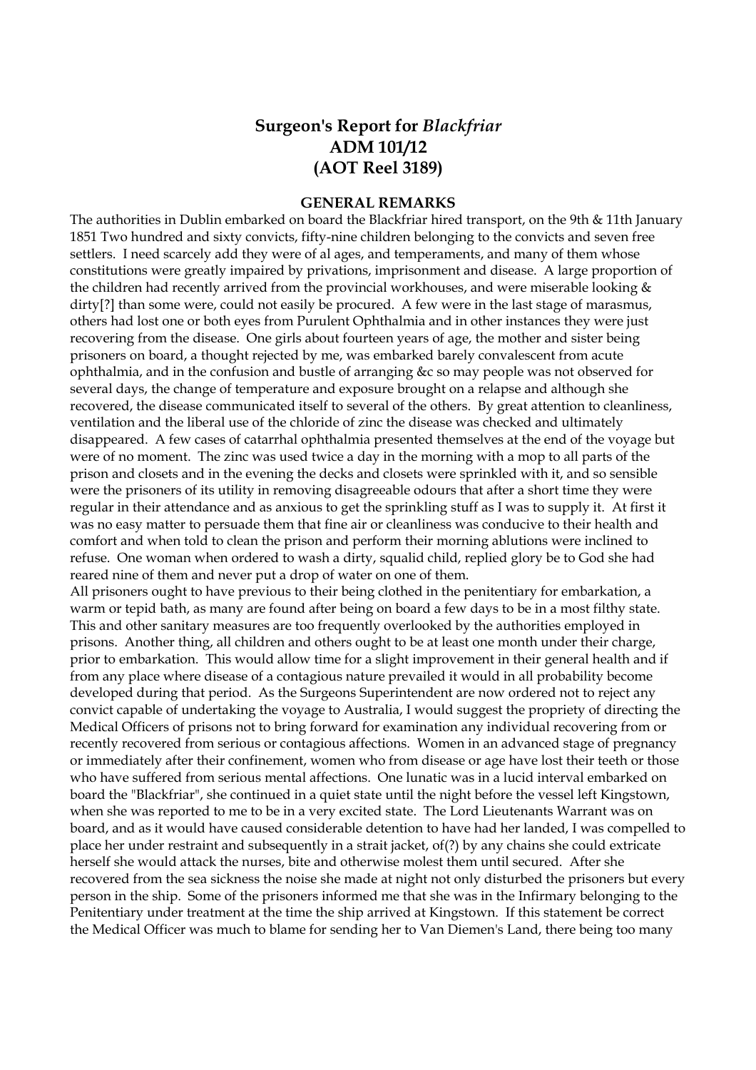# Surgeon's Report for *Blackfriar*
# ADM 101/12
# (AOT Reel 3189)

## GENERAL REMARKS

The authorities in Dublin embarked on board the Blackfriar hired transport, on the 9th & 11th January 1851 Two hundred and sixty convicts, fifty-nine children belonging to the convicts and seven free settlers. I need scarcely add they were of al ages, and temperaments, and many of them whose constitutions were greatly impaired by privations, imprisonment and disease. A large proportion of the children had recently arrived from the provincial workhouses, and were miserable looking & dirty[?] than some were, could not easily be procured. A few were in the last stage of marasmus, others had lost one or both eyes from Purulent Ophthalmia and in other instances they were just recovering from the disease. One girls about fourteen years of age, the mother and sister being prisoners on board, a thought rejected by me, was embarked barely convalescent from acute ophthalmia, and in the confusion and bustle of arranging &c so may people was not observed for several days, the change of temperature and exposure brought on a relapse and although she recovered, the disease communicated itself to several of the others. By great attention to cleanliness, ventilation and the liberal use of the chloride of zinc the disease was checked and ultimately disappeared. A few cases of catarrhal ophthalmia presented themselves at the end of the voyage but were of no moment. The zinc was used twice a day in the morning with a mop to all parts of the prison and closets and in the evening the decks and closets were sprinkled with it, and so sensible were the prisoners of its utility in removing disagreeable odours that after a short time they were regular in their attendance and as anxious to get the sprinkling stuff as I was to supply it. At first it was no easy matter to persuade them that fine air or cleanliness was conducive to their health and comfort and when told to clean the prison and perform their morning ablutions were inclined to refuse. One woman when ordered to wash a dirty, squalid child, replied glory be to God she had reared nine of them and never put a drop of water on one of them.

All prisoners ought to have previous to their being clothed in the penitentiary for embarkation, a warm or tepid bath, as many are found after being on board a few days to be in a most filthy state. This and other sanitary measures are too frequently overlooked by the authorities employed in prisons. Another thing, all children and others ought to be at least one month under their charge, prior to embarkation. This would allow time for a slight improvement in their general health and if from any place where disease of a contagious nature prevailed it would in all probability become developed during that period. As the Surgeons Superintendent are now ordered not to reject any convict capable of undertaking the voyage to Australia, I would suggest the propriety of directing the Medical Officers of prisons not to bring forward for examination any individual recovering from or recently recovered from serious or contagious affections. Women in an advanced stage of pregnancy or immediately after their confinement, women who from disease or age have lost their teeth or those who have suffered from serious mental affections. One lunatic was in a lucid interval embarked on board the "Blackfriar", she continued in a quiet state until the night before the vessel left Kingstown, when she was reported to me to be in a very excited state. The Lord Lieutenants Warrant was on board, and as it would have caused considerable detention to have had her landed, I was compelled to place her under restraint and subsequently in a strait jacket, of(?) by any chains she could extricate herself she would attack the nurses, bite and otherwise molest them until secured. After she recovered from the sea sickness the noise she made at night not only disturbed the prisoners but every person in the ship. Some of the prisoners informed me that she was in the Infirmary belonging to the Penitentiary under treatment at the time the ship arrived at Kingstown. If this statement be correct the Medical Officer was much to blame for sending her to Van Diemen's Land, there being too many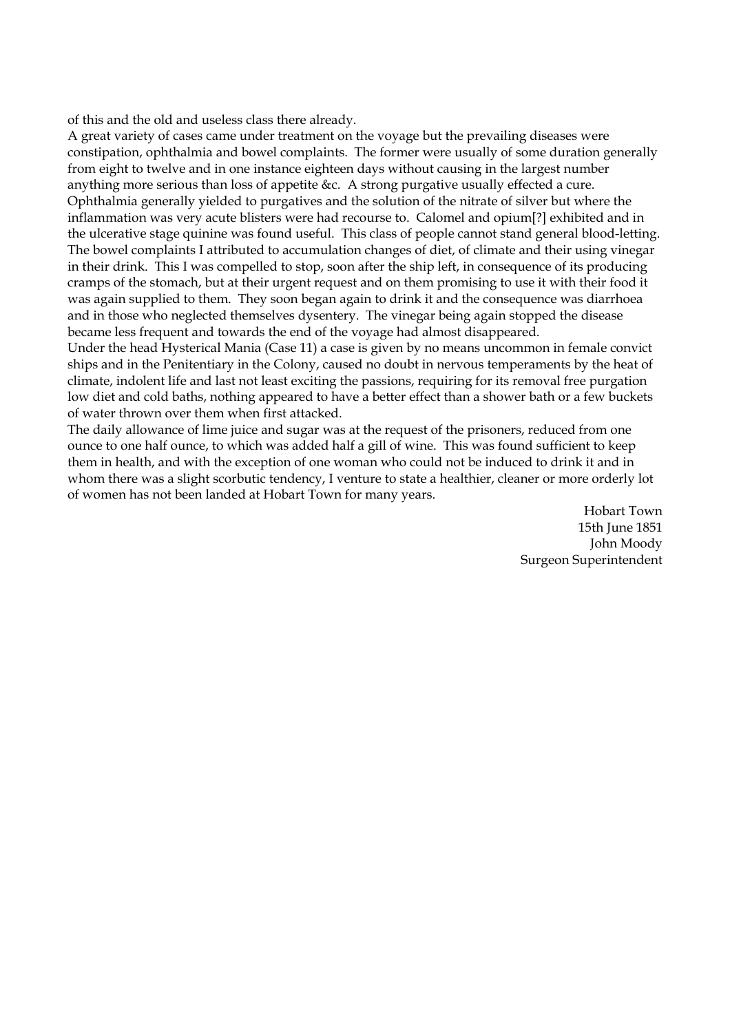of this and the old and useless class there already.

A great variety of cases came under treatment on the voyage but the prevailing diseases were constipation, ophthalmia and bowel complaints. The former were usually of some duration generally from eight to twelve and in one instance eighteen days without causing in the largest number anything more serious than loss of appetite &c. A strong purgative usually effected a cure. Ophthalmia generally yielded to purgatives and the solution of the nitrate of silver but where the inflammation was very acute blisters were had recourse to. Calomel and opium[?] exhibited and in the ulcerative stage quinine was found useful. This class of people cannot stand general blood-letting. The bowel complaints I attributed to accumulation changes of diet, of climate and their using vinegar in their drink. This I was compelled to stop, soon after the ship left, in consequence of its producing cramps of the stomach, but at their urgent request and on them promising to use it with their food it was again supplied to them. They soon began again to drink it and the consequence was diarrhoea and in those who neglected themselves dysentery. The vinegar being again stopped the disease became less frequent and towards the end of the voyage had almost disappeared.

Under the head Hysterical Mania (Case 11) a case is given by no means uncommon in female convict ships and in the Penitentiary in the Colony, caused no doubt in nervous temperaments by the heat of climate, indolent life and last not least exciting the passions, requiring for its removal free purgation low diet and cold baths, nothing appeared to have a better effect than a shower bath or a few buckets of water thrown over them when first attacked.

The daily allowance of lime juice and sugar was at the request of the prisoners, reduced from one ounce to one half ounce, to which was added half a gill of wine. This was found sufficient to keep them in health, and with the exception of one woman who could not be induced to drink it and in whom there was a slight scorbutic tendency, I venture to state a healthier, cleaner or more orderly lot of women has not been landed at Hobart Town for many years.

Hobart Town
15th June 1851
John Moody
Surgeon Superintendent